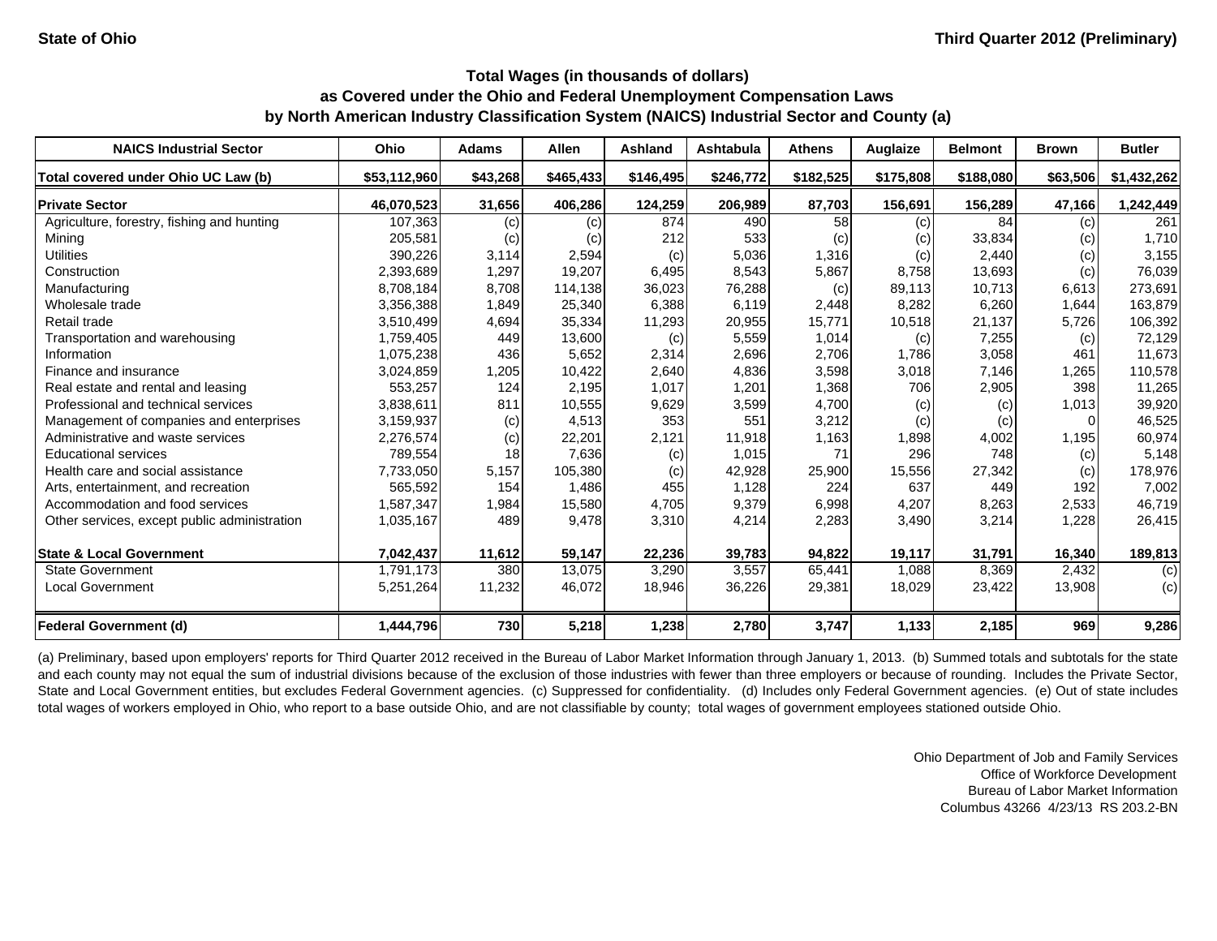**State of Ohio** | **Third Quarter 2012 (Preliminary)**

## Total Wages (in thousands of dollars) as Covered under the Ohio and Federal Unemployment Compensation Laws by North American Industry Classification System (NAICS) Industrial Sector and County (a)

| NAICS Industrial Sector | Ohio | Adams | Allen | Ashland | Ashtabula | Athens | Auglaize | Belmont | Brown | Butler |
|---|---|---|---|---|---|---|---|---|---|---|
| **Total covered under Ohio UC Law (b)** | **$53,112,960** | **$43,268** | **$465,433** | **$146,495** | **$246,772** | **$182,525** | **$175,808** | **$188,080** | **$63,506** | **$1,432,262** |
| **Private Sector** | **46,070,523** | **31,656** | **406,286** | **124,259** | **206,989** | **87,703** | **156,691** | **156,289** | **47,166** | **1,242,449** |
| Agriculture, forestry, fishing and hunting | 107,363 | (c) | (c) | 874 | 490 | 58 | (c) | 84 | (c) | 261 |
| Mining | 205,581 | (c) | (c) | 212 | 533 | (c) | (c) | 33,834 | (c) | 1,710 |
| Utilities | 390,226 | 3,114 | 2,594 | (c) | 5,036 | 1,316 | (c) | 2,440 | (c) | 3,155 |
| Construction | 2,393,689 | 1,297 | 19,207 | 6,495 | 8,543 | 5,867 | 8,758 | 13,693 | (c) | 76,039 |
| Manufacturing | 8,708,184 | 8,708 | 114,138 | 36,023 | 76,288 | (c) | 89,113 | 10,713 | 6,613 | 273,691 |
| Wholesale trade | 3,356,388 | 1,849 | 25,340 | 6,388 | 6,119 | 2,448 | 8,282 | 6,260 | 1,644 | 163,879 |
| Retail trade | 3,510,499 | 4,694 | 35,334 | 11,293 | 20,955 | 15,771 | 10,518 | 21,137 | 5,726 | 106,392 |
| Transportation and warehousing | 1,759,405 | 449 | 13,600 | (c) | 5,559 | 1,014 | (c) | 7,255 | (c) | 72,129 |
| Information | 1,075,238 | 436 | 5,652 | 2,314 | 2,696 | 2,706 | 1,786 | 3,058 | 461 | 11,673 |
| Finance and insurance | 3,024,859 | 1,205 | 10,422 | 2,640 | 4,836 | 3,598 | 3,018 | 7,146 | 1,265 | 110,578 |
| Real estate and rental and leasing | 553,257 | 124 | 2,195 | 1,017 | 1,201 | 1,368 | 706 | 2,905 | 398 | 11,265 |
| Professional and technical services | 3,838,611 | 811 | 10,555 | 9,629 | 3,599 | 4,700 | (c) | (c) | 1,013 | 39,920 |
| Management of companies and enterprises | 3,159,937 | (c) | 4,513 | 353 | 551 | 3,212 | (c) | (c) | 0 | 46,525 |
| Administrative and waste services | 2,276,574 | (c) | 22,201 | 2,121 | 11,918 | 1,163 | 1,898 | 4,002 | 1,195 | 60,974 |
| Educational services | 789,554 | 18 | 7,636 | (c) | 1,015 | 71 | 296 | 748 | (c) | 5,148 |
| Health care and social assistance | 7,733,050 | 5,157 | 105,380 | (c) | 42,928 | 25,900 | 15,556 | 27,342 | (c) | 178,976 |
| Arts, entertainment, and recreation | 565,592 | 154 | 1,486 | 455 | 1,128 | 224 | 637 | 449 | 192 | 7,002 |
| Accommodation and food services | 1,587,347 | 1,984 | 15,580 | 4,705 | 9,379 | 6,998 | 4,207 | 8,263 | 2,533 | 46,719 |
| Other services, except public administration | 1,035,167 | 489 | 9,478 | 3,310 | 4,214 | 2,283 | 3,490 | 3,214 | 1,228 | 26,415 |
| **State & Local Government** | **7,042,437** | **11,612** | **59,147** | **22,236** | **39,783** | **94,822** | **19,117** | **31,791** | **16,340** | **189,813** |
| State Government | 1,791,173 | 380 | 13,075 | 3,290 | 3,557 | 65,441 | 1,088 | 8,369 | 2,432 | (c) |
| Local Government | 5,251,264 | 11,232 | 46,072 | 18,946 | 36,226 | 29,381 | 18,029 | 23,422 | 13,908 | (c) |
| **Federal Government (d)** | **1,444,796** | **730** | **5,218** | **1,238** | **2,780** | **3,747** | **1,133** | **2,185** | **969** | **9,286** |

(a) Preliminary, based upon employers' reports for Third Quarter 2012 received in the Bureau of Labor Market Information through January 1, 2013. (b) Summed totals and subtotals for the state and each county may not equal the sum of industrial divisions because of the exclusion of those industries with fewer than three employers or because of rounding. Includes the Private Sector, State and Local Government entities, but excludes Federal Government agencies. (c) Suppressed for confidentiality. (d) Includes only Federal Government agencies. (e) Out of state includes total wages of workers employed in Ohio, who report to a base outside Ohio, and are not classifiable by county; total wages of government employees stationed outside Ohio.

Ohio Department of Job and Family Services
Office of Workforce Development
Bureau of Labor Market Information
Columbus 43266 4/23/13 RS 203.2-BN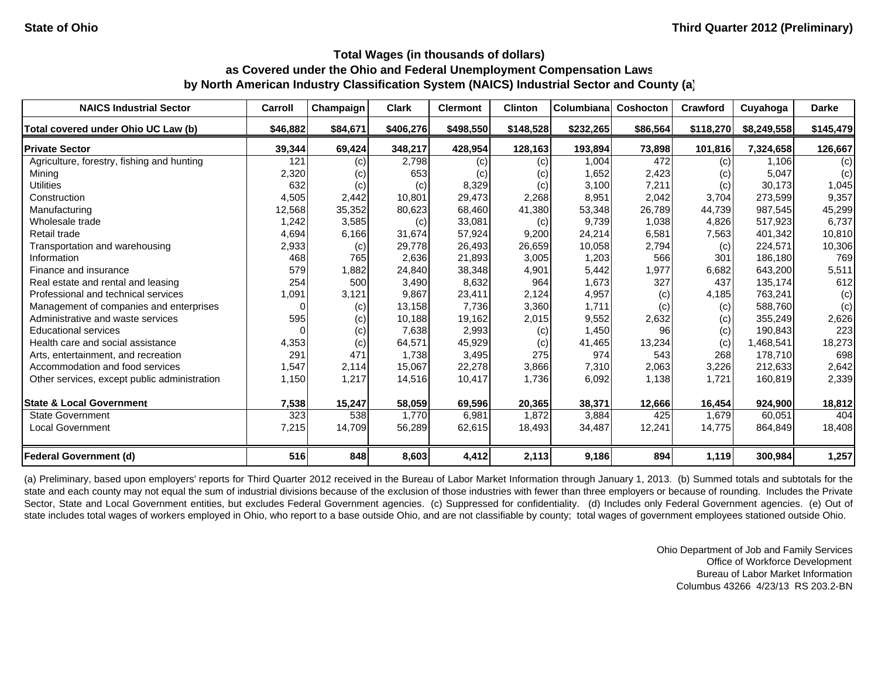State of Ohio

Third Quarter 2012 (Preliminary)

### Total Wages (in thousands of dollars) as Covered under the Ohio and Federal Unemployment Compensation Laws by North American Industry Classification System (NAICS) Industrial Sector and County (a)

| NAICS Industrial Sector | Carroll | Champaign | Clark | Clermont | Clinton | Columbiana | Coshocton | Crawford | Cuyahoga | Darke |
|---|---|---|---|---|---|---|---|---|---|---|
| **Total covered under Ohio UC Law (b)** | **$46,882** | **$84,671** | **$406,276** | **$498,550** | **$148,528** | **$232,265** | **$86,564** | **$118,270** | **$8,249,558** | **$145,479** |
| **Private Sector** | **39,344** | **69,424** | **348,217** | **428,954** | **128,163** | **193,894** | **73,898** | **101,816** | **7,324,658** | **126,667** |
| Agriculture, forestry, fishing and hunting | 121 | (c) | 2,798 | (c) | (c) | 1,004 | 472 | (c) | 1,106 | (c) |
| Mining | 2,320 | (c) | 653 | (c) | (c) | 1,652 | 2,423 | (c) | 5,047 | (c) |
| Utilities | 632 | (c) | (c) | 8,329 | (c) | 3,100 | 7,211 | (c) | 30,173 | 1,045 |
| Construction | 4,505 | 2,442 | 10,801 | 29,473 | 2,268 | 8,951 | 2,042 | 3,704 | 273,599 | 9,357 |
| Manufacturing | 12,568 | 35,352 | 80,623 | 68,460 | 41,380 | 53,348 | 26,789 | 44,739 | 987,545 | 45,299 |
| Wholesale trade | 1,242 | 3,585 | (c) | 33,081 | (c) | 9,739 | 1,038 | 4,826 | 517,923 | 6,737 |
| Retail trade | 4,694 | 6,166 | 31,674 | 57,924 | 9,200 | 24,214 | 6,581 | 7,563 | 401,342 | 10,810 |
| Transportation and warehousing | 2,933 | (c) | 29,778 | 26,493 | 26,659 | 10,058 | 2,794 | (c) | 224,571 | 10,306 |
| Information | 468 | 765 | 2,636 | 21,893 | 3,005 | 1,203 | 566 | 301 | 186,180 | 769 |
| Finance and insurance | 579 | 1,882 | 24,840 | 38,348 | 4,901 | 5,442 | 1,977 | 6,682 | 643,200 | 5,511 |
| Real estate and rental and leasing | 254 | 500 | 3,490 | 8,632 | 964 | 1,673 | 327 | 437 | 135,174 | 612 |
| Professional and technical services | 1,091 | 3,121 | 9,867 | 23,411 | 2,124 | 4,957 | (c) | 4,185 | 763,241 | (c) |
| Management of companies and enterprises | 0 | (c) | 13,158 | 7,736 | 3,360 | 1,711 | (c) | (c) | 588,760 | (c) |
| Administrative and waste services | 595 | (c) | 10,188 | 19,162 | 2,015 | 9,552 | 2,632 | (c) | 355,249 | 2,626 |
| Educational services | 0 | (c) | 7,638 | 2,993 | (c) | 1,450 | 96 | (c) | 190,843 | 223 |
| Health care and social assistance | 4,353 | (c) | 64,571 | 45,929 | (c) | 41,465 | 13,234 | (c) | 1,468,541 | 18,273 |
| Arts, entertainment, and recreation | 291 | 471 | 1,738 | 3,495 | 275 | 974 | 543 | 268 | 178,710 | 698 |
| Accommodation and food services | 1,547 | 2,114 | 15,067 | 22,278 | 3,866 | 7,310 | 2,063 | 3,226 | 212,633 | 2,642 |
| Other services, except public administration | 1,150 | 1,217 | 14,516 | 10,417 | 1,736 | 6,092 | 1,138 | 1,721 | 160,819 | 2,339 |
| **State & Local Government** | **7,538** | **15,247** | **58,059** | **69,596** | **20,365** | **38,371** | **12,666** | **16,454** | **924,900** | **18,812** |
| State Government | 323 | 538 | 1,770 | 6,981 | 1,872 | 3,884 | 425 | 1,679 | 60,051 | 404 |
| Local Government | 7,215 | 14,709 | 56,289 | 62,615 | 18,493 | 34,487 | 12,241 | 14,775 | 864,849 | 18,408 |
| **Federal Government (d)** | **516** | **848** | **8,603** | **4,412** | **2,113** | **9,186** | **894** | **1,119** | **300,984** | **1,257** |

(a) Preliminary, based upon employers' reports for Third Quarter 2012 received in the Bureau of Labor Market Information through January 1, 2013. (b) Summed totals and subtotals for the state and each county may not equal the sum of industrial divisions because of the exclusion of those industries with fewer than three employers or because of rounding. Includes the Private Sector, State and Local Government entities, but excludes Federal Government agencies. (c) Suppressed for confidentiality. (d) Includes only Federal Government agencies. (e) Out of state includes total wages of workers employed in Ohio, who report to a base outside Ohio, and are not classifiable by county; total wages of government employees stationed outside Ohio.

Ohio Department of Job and Family Services
Office of Workforce Development
Bureau of Labor Market Information
Columbus 43266 4/23/13 RS 203.2-BN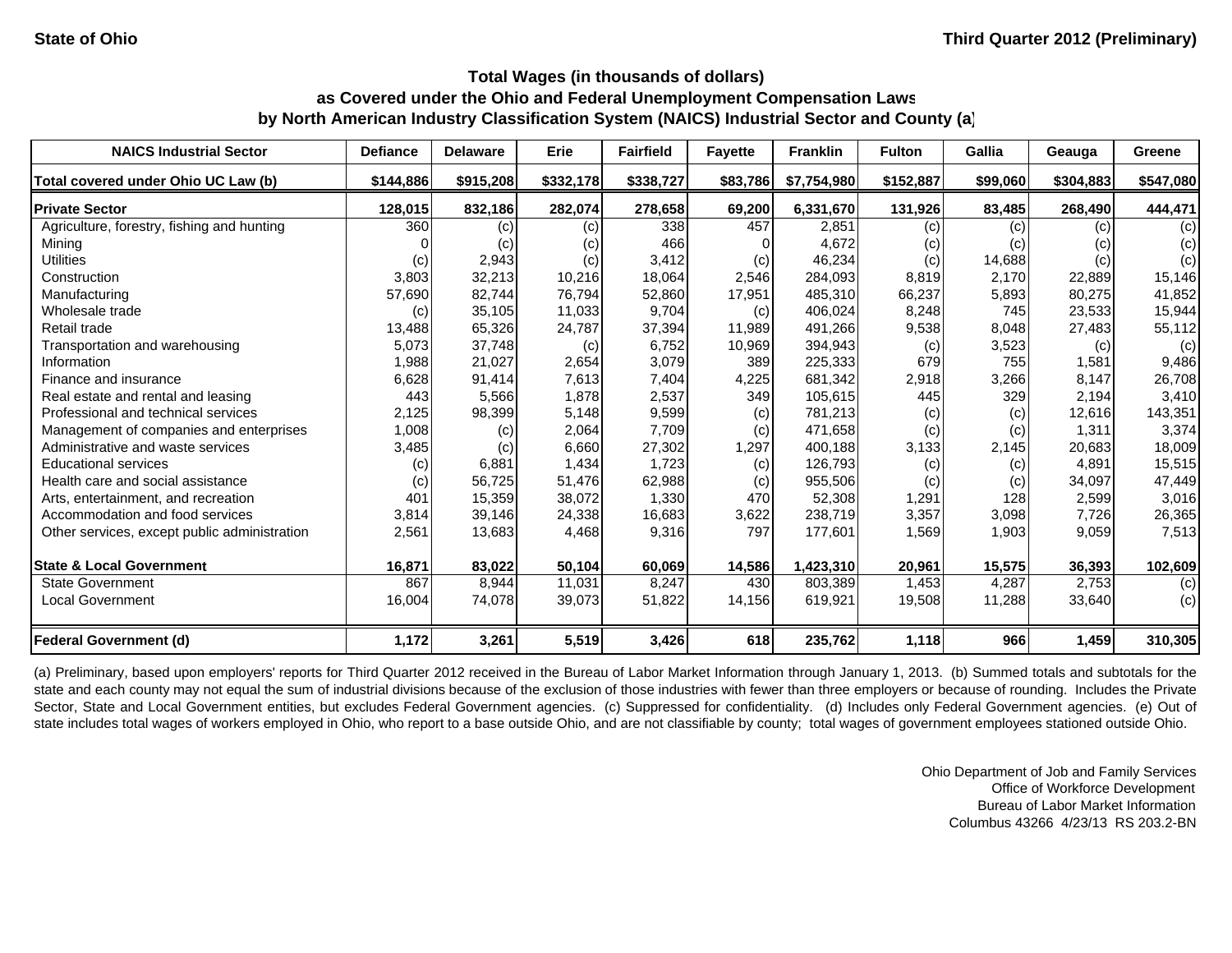State of Ohio

Third Quarter 2012 (Preliminary)

## Total Wages (in thousands of dollars) as Covered under the Ohio and Federal Unemployment Compensation Laws by North American Industry Classification System (NAICS) Industrial Sector and County (a)

| NAICS Industrial Sector | Defiance | Delaware | Erie | Fairfield | Fayette | Franklin | Fulton | Gallia | Geauga | Greene |
|---|---|---|---|---|---|---|---|---|---|---|
| **Total covered under Ohio UC Law (b)** | **$144,886** | **$915,208** | **$332,178** | **$338,727** | **$83,786** | **$7,754,980** | **$152,887** | **$99,060** | **$304,883** | **$547,080** |
| **Private Sector** | **128,015** | **832,186** | **282,074** | **278,658** | **69,200** | **6,331,670** | **131,926** | **83,485** | **268,490** | **444,471** |
| Agriculture, forestry, fishing and hunting | 360 | (c) | (c) | 338 | 457 | 2,851 | (c) | (c) | (c) | (c) |
| Mining | 0 | (c) | (c) | 466 | 0 | 4,672 | (c) | (c) | (c) | (c) |
| Utilities | (c) | 2,943 | (c) | 3,412 | (c) | 46,234 | (c) | 14,688 | (c) | (c) |
| Construction | 3,803 | 32,213 | 10,216 | 18,064 | 2,546 | 284,093 | 8,819 | 2,170 | 22,889 | 15,146 |
| Manufacturing | 57,690 | 82,744 | 76,794 | 52,860 | 17,951 | 485,310 | 66,237 | 5,893 | 80,275 | 41,852 |
| Wholesale trade | (c) | 35,105 | 11,033 | 9,704 | (c) | 406,024 | 8,248 | 745 | 23,533 | 15,944 |
| Retail trade | 13,488 | 65,326 | 24,787 | 37,394 | 11,989 | 491,266 | 9,538 | 8,048 | 27,483 | 55,112 |
| Transportation and warehousing | 5,073 | 37,748 | (c) | 6,752 | 10,969 | 394,943 | (c) | 3,523 | (c) | (c) |
| Information | 1,988 | 21,027 | 2,654 | 3,079 | 389 | 225,333 | 679 | 755 | 1,581 | 9,486 |
| Finance and insurance | 6,628 | 91,414 | 7,613 | 7,404 | 4,225 | 681,342 | 2,918 | 3,266 | 8,147 | 26,708 |
| Real estate and rental and leasing | 443 | 5,566 | 1,878 | 2,537 | 349 | 105,615 | 445 | 329 | 2,194 | 3,410 |
| Professional and technical services | 2,125 | 98,399 | 5,148 | 9,599 | (c) | 781,213 | (c) | (c) | 12,616 | 143,351 |
| Management of companies and enterprises | 1,008 | (c) | 2,064 | 7,709 | (c) | 471,658 | (c) | (c) | 1,311 | 3,374 |
| Administrative and waste services | 3,485 | (c) | 6,660 | 27,302 | 1,297 | 400,188 | 3,133 | 2,145 | 20,683 | 18,009 |
| Educational services | (c) | 6,881 | 1,434 | 1,723 | (c) | 126,793 | (c) | (c) | 4,891 | 15,515 |
| Health care and social assistance | (c) | 56,725 | 51,476 | 62,988 | (c) | 955,506 | (c) | (c) | 34,097 | 47,449 |
| Arts, entertainment, and recreation | 401 | 15,359 | 38,072 | 1,330 | 470 | 52,308 | 1,291 | 128 | 2,599 | 3,016 |
| Accommodation and food services | 3,814 | 39,146 | 24,338 | 16,683 | 3,622 | 238,719 | 3,357 | 3,098 | 7,726 | 26,365 |
| Other services, except public administration | 2,561 | 13,683 | 4,468 | 9,316 | 797 | 177,601 | 1,569 | 1,903 | 9,059 | 7,513 |
| **State & Local Government** | **16,871** | **83,022** | **50,104** | **60,069** | **14,586** | **1,423,310** | **20,961** | **15,575** | **36,393** | **102,609** |
| State Government | 867 | 8,944 | 11,031 | 8,247 | 430 | 803,389 | 1,453 | 4,287 | 2,753 | (c) |
| Local Government | 16,004 | 74,078 | 39,073 | 51,822 | 14,156 | 619,921 | 19,508 | 11,288 | 33,640 | (c) |
| **Federal Government (d)** | **1,172** | **3,261** | **5,519** | **3,426** | **618** | **235,762** | **1,118** | **966** | **1,459** | **310,305** |

(a) Preliminary, based upon employers' reports for Third Quarter 2012 received in the Bureau of Labor Market Information through January 1, 2013. (b) Summed totals and subtotals for the state and each county may not equal the sum of industrial divisions because of the exclusion of those industries with fewer than three employers or because of rounding. Includes the Private Sector, State and Local Government entities, but excludes Federal Government agencies. (c) Suppressed for confidentiality. (d) Includes only Federal Government agencies. (e) Out of state includes total wages of workers employed in Ohio, who report to a base outside Ohio, and are not classifiable by county; total wages of government employees stationed outside Ohio.

Ohio Department of Job and Family Services
Office of Workforce Development
Bureau of Labor Market Information
Columbus 43266 4/23/13 RS 203.2-BN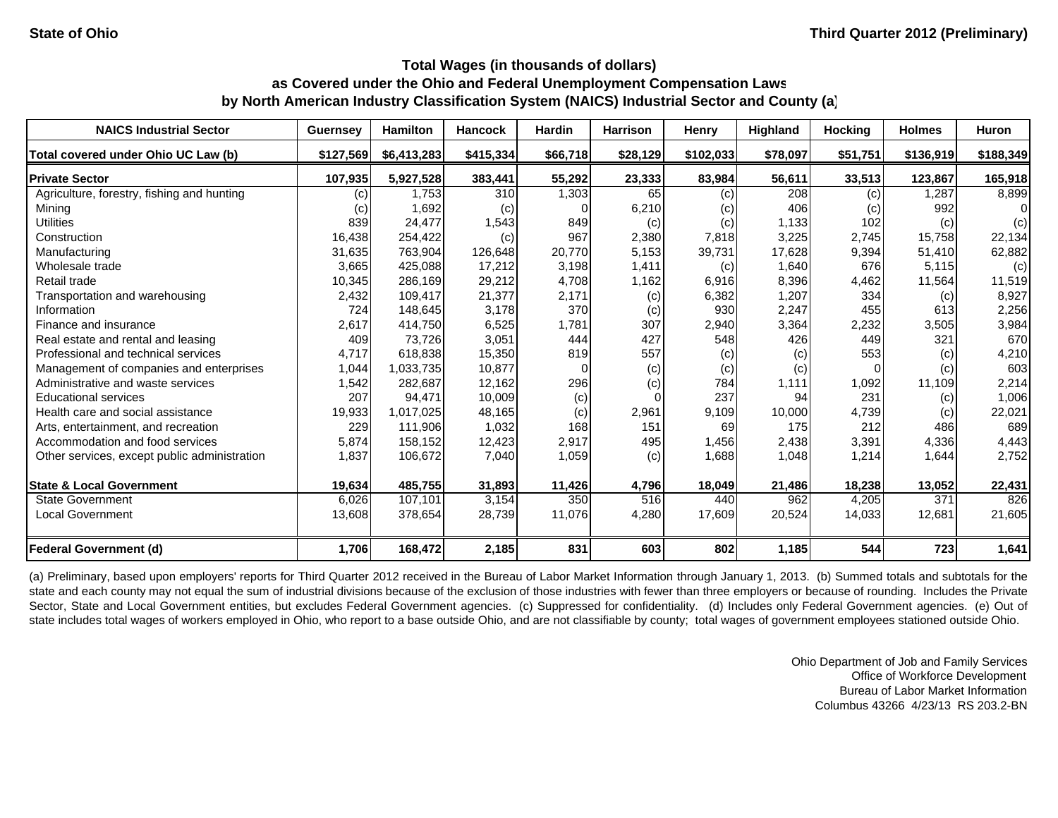State of Ohio

Third Quarter 2012 (Preliminary)

## Total Wages (in thousands of dollars)
## as Covered under the Ohio and Federal Unemployment Compensation Laws
## by North American Industry Classification System (NAICS) Industrial Sector and County (a)

| NAICS Industrial Sector | Guernsey | Hamilton | Hancock | Hardin | Harrison | Henry | Highland | Hocking | Holmes | Huron |
|---|---|---|---|---|---|---|---|---|---|---|
| **Total covered under Ohio UC Law (b)** | **$127,569** | **$6,413,283** | **$415,334** | **$66,718** | **$28,129** | **$102,033** | **$78,097** | **$51,751** | **$136,919** | **$188,349** |
| **Private Sector** | **107,935** | **5,927,528** | **383,441** | **55,292** | **23,333** | **83,984** | **56,611** | **33,513** | **123,867** | **165,918** |
| Agriculture, forestry, fishing and hunting | (c) | 1,753 | 310 | 1,303 | 65 | (c) | 208 | (c) | 1,287 | 8,899 |
| Mining | (c) | 1,692 | (c) | 0 | 6,210 | (c) | 406 | (c) | 992 | 0 |
| Utilities | 839 | 24,477 | 1,543 | 849 | (c) | (c) | 1,133 | 102 | (c) | (c) |
| Construction | 16,438 | 254,422 | (c) | 967 | 2,380 | 7,818 | 3,225 | 2,745 | 15,758 | 22,134 |
| Manufacturing | 31,635 | 763,904 | 126,648 | 20,770 | 5,153 | 39,731 | 17,628 | 9,394 | 51,410 | 62,882 |
| Wholesale trade | 3,665 | 425,088 | 17,212 | 3,198 | 1,411 | (c) | 1,640 | 676 | 5,115 | (c) |
| Retail trade | 10,345 | 286,169 | 29,212 | 4,708 | 1,162 | 6,916 | 8,396 | 4,462 | 11,564 | 11,519 |
| Transportation and warehousing | 2,432 | 109,417 | 21,377 | 2,171 | (c) | 6,382 | 1,207 | 334 | (c) | 8,927 |
| Information | 724 | 148,645 | 3,178 | 370 | (c) | 930 | 2,247 | 455 | 613 | 2,256 |
| Finance and insurance | 2,617 | 414,750 | 6,525 | 1,781 | 307 | 2,940 | 3,364 | 2,232 | 3,505 | 3,984 |
| Real estate and rental and leasing | 409 | 73,726 | 3,051 | 444 | 427 | 548 | 426 | 449 | 321 | 670 |
| Professional and technical services | 4,717 | 618,838 | 15,350 | 819 | 557 | (c) | (c) | 553 | (c) | 4,210 |
| Management of companies and enterprises | 1,044 | 1,033,735 | 10,877 | 0 | (c) | (c) | (c) | 0 | (c) | 603 |
| Administrative and waste services | 1,542 | 282,687 | 12,162 | 296 | (c) | 784 | 1,111 | 1,092 | 11,109 | 2,214 |
| Educational services | 207 | 94,471 | 10,009 | (c) | 0 | 237 | 94 | 231 | (c) | 1,006 |
| Health care and social assistance | 19,933 | 1,017,025 | 48,165 | (c) | 2,961 | 9,109 | 10,000 | 4,739 | (c) | 22,021 |
| Arts, entertainment, and recreation | 229 | 111,906 | 1,032 | 168 | 151 | 69 | 175 | 212 | 486 | 689 |
| Accommodation and food services | 5,874 | 158,152 | 12,423 | 2,917 | 495 | 1,456 | 2,438 | 3,391 | 4,336 | 4,443 |
| Other services, except public administration | 1,837 | 106,672 | 7,040 | 1,059 | (c) | 1,688 | 1,048 | 1,214 | 1,644 | 2,752 |
| **State & Local Government** | **19,634** | **485,755** | **31,893** | **11,426** | **4,796** | **18,049** | **21,486** | **18,238** | **13,052** | **22,431** |
| State Government | 6,026 | 107,101 | 3,154 | 350 | 516 | 440 | 962 | 4,205 | 371 | 826 |
| Local Government | 13,608 | 378,654 | 28,739 | 11,076 | 4,280 | 17,609 | 20,524 | 14,033 | 12,681 | 21,605 |
| **Federal Government (d)** | **1,706** | **168,472** | **2,185** | **831** | **603** | **802** | **1,185** | **544** | **723** | **1,641** |

(a) Preliminary, based upon employers' reports for Third Quarter 2012 received in the Bureau of Labor Market Information through January 1, 2013. (b) Summed totals and subtotals for the state and each county may not equal the sum of industrial divisions because of the exclusion of those industries with fewer than three employers or because of rounding. Includes the Private Sector, State and Local Government entities, but excludes Federal Government agencies. (c) Suppressed for confidentiality. (d) Includes only Federal Government agencies. (e) Out of state includes total wages of workers employed in Ohio, who report to a base outside Ohio, and are not classifiable by county; total wages of government employees stationed outside Ohio.

Ohio Department of Job and Family Services
Office of Workforce Development
Bureau of Labor Market Information
Columbus 43266 4/23/13 RS 203.2-BN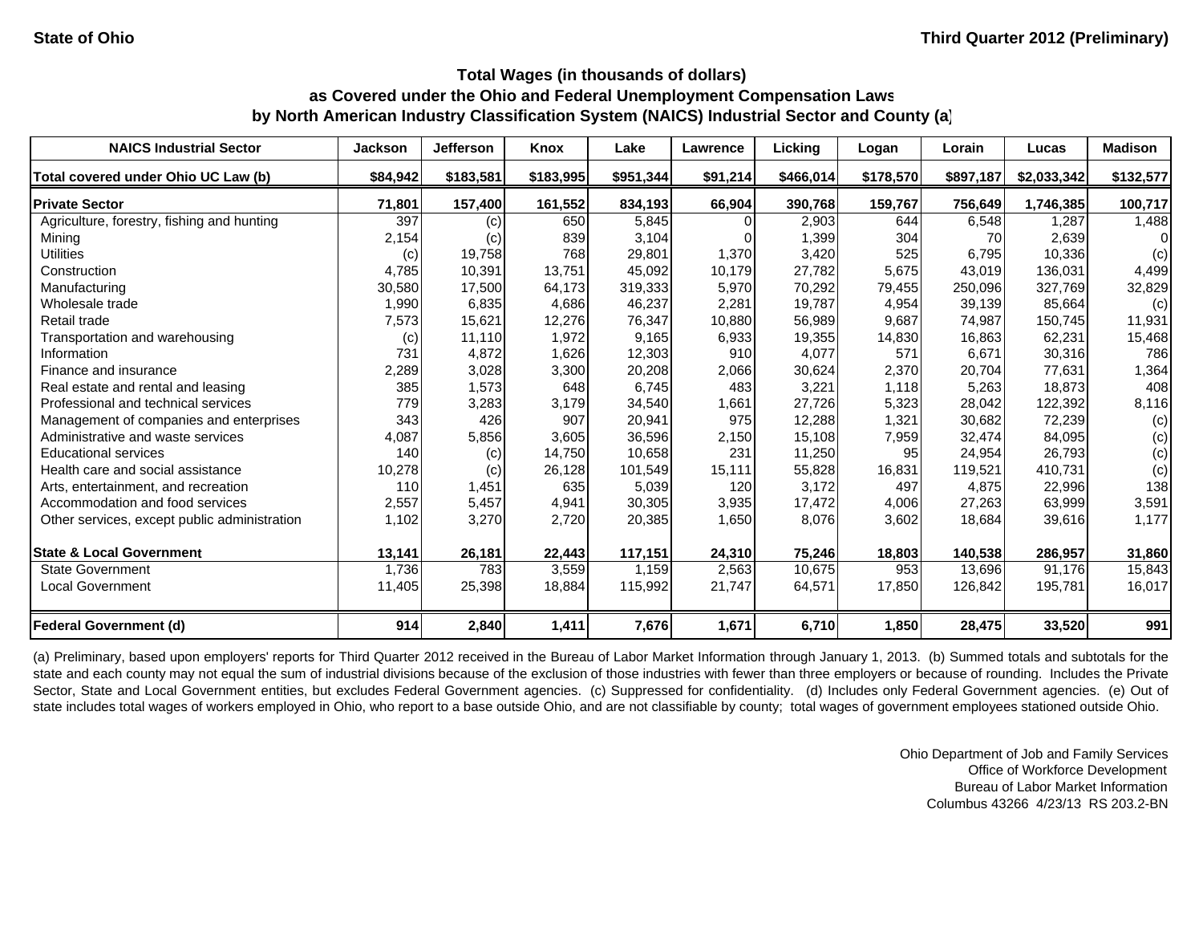**State of Ohio** **Third Quarter 2012 (Preliminary)**

## Total Wages (in thousands of dollars) as Covered under the Ohio and Federal Unemployment Compensation Laws by North American Industry Classification System (NAICS) Industrial Sector and County (a)

| NAICS Industrial Sector | Jackson | Jefferson | Knox | Lake | Lawrence | Licking | Logan | Lorain | Lucas | Madison |
|---|---|---|---|---|---|---|---|---|---|---|
| **Total covered under Ohio UC Law (b)** | **$84,942** | **$183,581** | **$183,995** | **$951,344** | **$91,214** | **$466,014** | **$178,570** | **$897,187** | **$2,033,342** | **$132,577** |
| **Private Sector** | **71,801** | **157,400** | **161,552** | **834,193** | **66,904** | **390,768** | **159,767** | **756,649** | **1,746,385** | **100,717** |
| Agriculture, forestry, fishing and hunting | 397 | (c) | 650 | 5,845 | 0 | 2,903 | 644 | 6,548 | 1,287 | 1,488 |
| Mining | 2,154 | (c) | 839 | 3,104 | 0 | 1,399 | 304 | 70 | 2,639 | 0 |
| Utilities | (c) | 19,758 | 768 | 29,801 | 1,370 | 3,420 | 525 | 6,795 | 10,336 | (c) |
| Construction | 4,785 | 10,391 | 13,751 | 45,092 | 10,179 | 27,782 | 5,675 | 43,019 | 136,031 | 4,499 |
| Manufacturing | 30,580 | 17,500 | 64,173 | 319,333 | 5,970 | 70,292 | 79,455 | 250,096 | 327,769 | 32,829 |
| Wholesale trade | 1,990 | 6,835 | 4,686 | 46,237 | 2,281 | 19,787 | 4,954 | 39,139 | 85,664 | (c) |
| Retail trade | 7,573 | 15,621 | 12,276 | 76,347 | 10,880 | 56,989 | 9,687 | 74,987 | 150,745 | 11,931 |
| Transportation and warehousing | (c) | 11,110 | 1,972 | 9,165 | 6,933 | 19,355 | 14,830 | 16,863 | 62,231 | 15,468 |
| Information | 731 | 4,872 | 1,626 | 12,303 | 910 | 4,077 | 571 | 6,671 | 30,316 | 786 |
| Finance and insurance | 2,289 | 3,028 | 3,300 | 20,208 | 2,066 | 30,624 | 2,370 | 20,704 | 77,631 | 1,364 |
| Real estate and rental and leasing | 385 | 1,573 | 648 | 6,745 | 483 | 3,221 | 1,118 | 5,263 | 18,873 | 408 |
| Professional and technical services | 779 | 3,283 | 3,179 | 34,540 | 1,661 | 27,726 | 5,323 | 28,042 | 122,392 | 8,116 |
| Management of companies and enterprises | 343 | 426 | 907 | 20,941 | 975 | 12,288 | 1,321 | 30,682 | 72,239 | (c) |
| Administrative and waste services | 4,087 | 5,856 | 3,605 | 36,596 | 2,150 | 15,108 | 7,959 | 32,474 | 84,095 | (c) |
| Educational services | 140 | (c) | 14,750 | 10,658 | 231 | 11,250 | 95 | 24,954 | 26,793 | (c) |
| Health care and social assistance | 10,278 | (c) | 26,128 | 101,549 | 15,111 | 55,828 | 16,831 | 119,521 | 410,731 | (c) |
| Arts, entertainment, and recreation | 110 | 1,451 | 635 | 5,039 | 120 | 3,172 | 497 | 4,875 | 22,996 | 138 |
| Accommodation and food services | 2,557 | 5,457 | 4,941 | 30,305 | 3,935 | 17,472 | 4,006 | 27,263 | 63,999 | 3,591 |
| Other services, except public administration | 1,102 | 3,270 | 2,720 | 20,385 | 1,650 | 8,076 | 3,602 | 18,684 | 39,616 | 1,177 |
| **State & Local Government** | **13,141** | **26,181** | **22,443** | **117,151** | **24,310** | **75,246** | **18,803** | **140,538** | **286,957** | **31,860** |
| State Government | 1,736 | 783 | 3,559 | 1,159 | 2,563 | 10,675 | 953 | 13,696 | 91,176 | 15,843 |
| Local Government | 11,405 | 25,398 | 18,884 | 115,992 | 21,747 | 64,571 | 17,850 | 126,842 | 195,781 | 16,017 |
| **Federal Government (d)** | **914** | **2,840** | **1,411** | **7,676** | **1,671** | **6,710** | **1,850** | **28,475** | **33,520** | **991** |

(a) Preliminary, based upon employers' reports for Third Quarter 2012 received in the Bureau of Labor Market Information through January 1, 2013. (b) Summed totals and subtotals for the state and each county may not equal the sum of industrial divisions because of the exclusion of those industries with fewer than three employers or because of rounding. Includes the Private Sector, State and Local Government entities, but excludes Federal Government agencies. (c) Suppressed for confidentiality. (d) Includes only Federal Government agencies. (e) Out of state includes total wages of workers employed in Ohio, who report to a base outside Ohio, and are not classifiable by county; total wages of government employees stationed outside Ohio.

Ohio Department of Job and Family Services
Office of Workforce Development
Bureau of Labor Market Information
Columbus 43266 4/23/13 RS 203.2-BN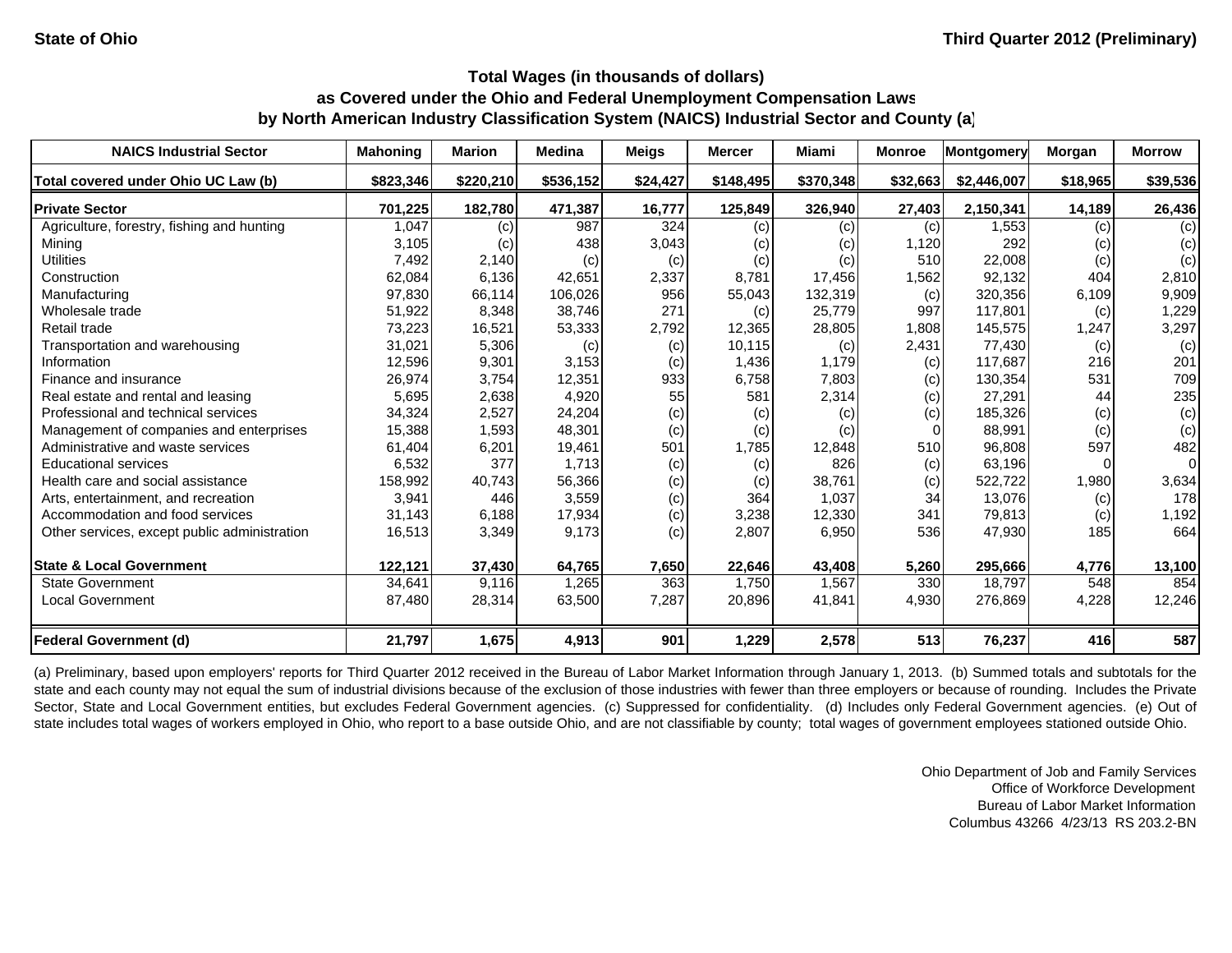State of Ohio

Third Quarter 2012 (Preliminary)

## Total Wages (in thousands of dollars)
## as Covered under the Ohio and Federal Unemployment Compensation Laws
## by North American Industry Classification System (NAICS) Industrial Sector and County (a)

| NAICS Industrial Sector | Mahoning | Marion | Medina | Meigs | Mercer | Miami | Monroe | Montgomery | Morgan | Morrow |
|---|---|---|---|---|---|---|---|---|---|---|
| **Total covered under Ohio UC Law (b)** | **$823,346** | **$220,210** | **$536,152** | **$24,427** | **$148,495** | **$370,348** | **$32,663** | **$2,446,007** | **$18,965** | **$39,536** |
| **Private Sector** | **701,225** | **182,780** | **471,387** | **16,777** | **125,849** | **326,940** | **27,403** | **2,150,341** | **14,189** | **26,436** |
| Agriculture, forestry, fishing and hunting | 1,047 | (c) | 987 | 324 | (c) | (c) | (c) | 1,553 | (c) | (c) |
| Mining | 3,105 | (c) | 438 | 3,043 | (c) | (c) | 1,120 | 292 | (c) | (c) |
| Utilities | 7,492 | 2,140 | (c) | (c) | (c) | (c) | 510 | 22,008 | (c) | (c) |
| Construction | 62,084 | 6,136 | 42,651 | 2,337 | 8,781 | 17,456 | 1,562 | 92,132 | 404 | 2,810 |
| Manufacturing | 97,830 | 66,114 | 106,026 | 956 | 55,043 | 132,319 | (c) | 320,356 | 6,109 | 9,909 |
| Wholesale trade | 51,922 | 8,348 | 38,746 | 271 | (c) | 25,779 | 997 | 117,801 | (c) | 1,229 |
| Retail trade | 73,223 | 16,521 | 53,333 | 2,792 | 12,365 | 28,805 | 1,808 | 145,575 | 1,247 | 3,297 |
| Transportation and warehousing | 31,021 | 5,306 | (c) | (c) | 10,115 | (c) | 2,431 | 77,430 | (c) | (c) |
| Information | 12,596 | 9,301 | 3,153 | (c) | 1,436 | 1,179 | (c) | 117,687 | 216 | 201 |
| Finance and insurance | 26,974 | 3,754 | 12,351 | 933 | 6,758 | 7,803 | (c) | 130,354 | 531 | 709 |
| Real estate and rental and leasing | 5,695 | 2,638 | 4,920 | 55 | 581 | 2,314 | (c) | 27,291 | 44 | 235 |
| Professional and technical services | 34,324 | 2,527 | 24,204 | (c) | (c) | (c) | (c) | 185,326 | (c) | (c) |
| Management of companies and enterprises | 15,388 | 1,593 | 48,301 | (c) | (c) | (c) | 0 | 88,991 | (c) | (c) |
| Administrative and waste services | 61,404 | 6,201 | 19,461 | 501 | 1,785 | 12,848 | 510 | 96,808 | 597 | 482 |
| Educational services | 6,532 | 377 | 1,713 | (c) | (c) | 826 | (c) | 63,196 | 0 | 0 |
| Health care and social assistance | 158,992 | 40,743 | 56,366 | (c) | (c) | 38,761 | (c) | 522,722 | 1,980 | 3,634 |
| Arts, entertainment, and recreation | 3,941 | 446 | 3,559 | (c) | 364 | 1,037 | 34 | 13,076 | (c) | 178 |
| Accommodation and food services | 31,143 | 6,188 | 17,934 | (c) | 3,238 | 12,330 | 341 | 79,813 | (c) | 1,192 |
| Other services, except public administration | 16,513 | 3,349 | 9,173 | (c) | 2,807 | 6,950 | 536 | 47,930 | 185 | 664 |
| **State & Local Government** | **122,121** | **37,430** | **64,765** | **7,650** | **22,646** | **43,408** | **5,260** | **295,666** | **4,776** | **13,100** |
| State Government | 34,641 | 9,116 | 1,265 | 363 | 1,750 | 1,567 | 330 | 18,797 | 548 | 854 |
| Local Government | 87,480 | 28,314 | 63,500 | 7,287 | 20,896 | 41,841 | 4,930 | 276,869 | 4,228 | 12,246 |
| **Federal Government (d)** | **21,797** | **1,675** | **4,913** | **901** | **1,229** | **2,578** | **513** | **76,237** | **416** | **587** |

(a) Preliminary, based upon employers' reports for Third Quarter 2012 received in the Bureau of Labor Market Information through January 1, 2013. (b) Summed totals and subtotals for the state and each county may not equal the sum of industrial divisions because of the exclusion of those industries with fewer than three employers or because of rounding. Includes the Private Sector, State and Local Government entities, but excludes Federal Government agencies. (c) Suppressed for confidentiality. (d) Includes only Federal Government agencies. (e) Out of state includes total wages of workers employed in Ohio, who report to a base outside Ohio, and are not classifiable by county; total wages of government employees stationed outside Ohio.

Ohio Department of Job and Family Services
Office of Workforce Development
Bureau of Labor Market Information
Columbus 43266 4/23/13 RS 203.2-BN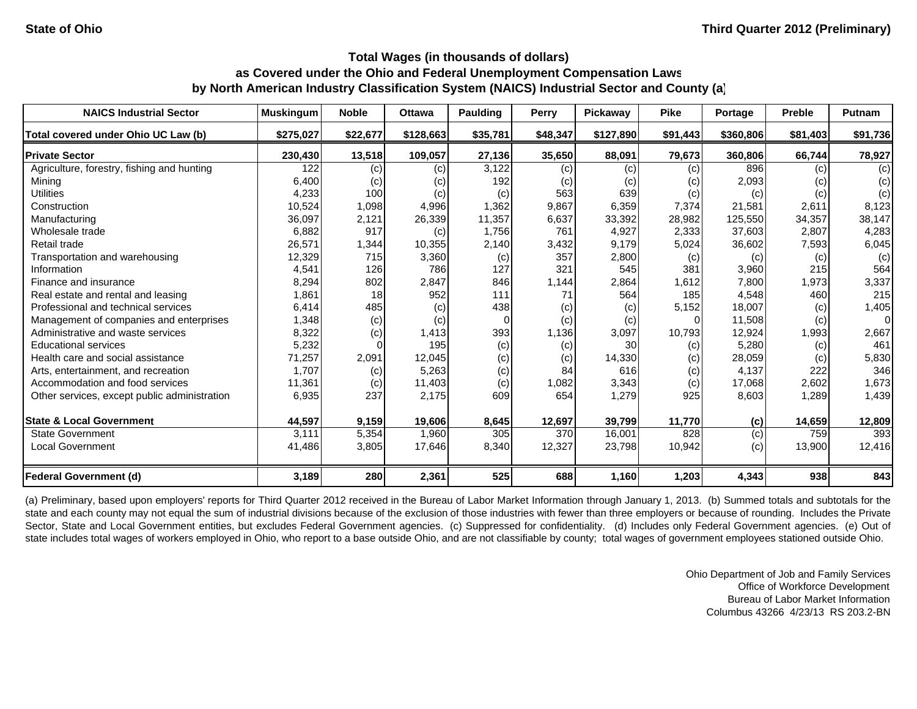**State of Ohio** | **Third Quarter 2012 (Preliminary)**

## Total Wages (in thousands of dollars) as Covered under the Ohio and Federal Unemployment Compensation Laws by North American Industry Classification System (NAICS) Industrial Sector and County (a)

| NAICS Industrial Sector | Muskingum | Noble | Ottawa | Paulding | Perry | Pickaway | Pike | Portage | Preble | Putnam |
|---|---|---|---|---|---|---|---|---|---|---|
| **Total covered under Ohio UC Law (b)** | **$275,027** | **$22,677** | **$128,663** | **$35,781** | **$48,347** | **$127,890** | **$91,443** | **$360,806** | **$81,403** | **$91,736** |
| **Private Sector** | **230,430** | **13,518** | **109,057** | **27,136** | **35,650** | **88,091** | **79,673** | **360,806** | **66,744** | **78,927** |
| Agriculture, forestry, fishing and hunting | 122 | (c) | (c) | 3,122 | (c) | (c) | (c) | 896 | (c) | (c) |
| Mining | 6,400 | (c) | (c) | 192 | (c) | (c) | (c) | 2,093 | (c) | (c) |
| Utilities | 4,233 | 100 | (c) | (c) | 563 | 639 | (c) | (c) | (c) | (c) |
| Construction | 10,524 | 1,098 | 4,996 | 1,362 | 9,867 | 6,359 | 7,374 | 21,581 | 2,611 | 8,123 |
| Manufacturing | 36,097 | 2,121 | 26,339 | 11,357 | 6,637 | 33,392 | 28,982 | 125,550 | 34,357 | 38,147 |
| Wholesale trade | 6,882 | 917 | (c) | 1,756 | 761 | 4,927 | 2,333 | 37,603 | 2,807 | 4,283 |
| Retail trade | 26,571 | 1,344 | 10,355 | 2,140 | 3,432 | 9,179 | 5,024 | 36,602 | 7,593 | 6,045 |
| Transportation and warehousing | 12,329 | 715 | 3,360 | (c) | 357 | 2,800 | (c) | (c) | (c) | (c) |
| Information | 4,541 | 126 | 786 | 127 | 321 | 545 | 381 | 3,960 | 215 | 564 |
| Finance and insurance | 8,294 | 802 | 2,847 | 846 | 1,144 | 2,864 | 1,612 | 7,800 | 1,973 | 3,337 |
| Real estate and rental and leasing | 1,861 | 18 | 952 | 111 | 71 | 564 | 185 | 4,548 | 460 | 215 |
| Professional and technical services | 6,414 | 485 | (c) | 438 | (c) | (c) | 5,152 | 18,007 | (c) | 1,405 |
| Management of companies and enterprises | 1,348 | (c) | (c) | 0 | (c) | (c) | 0 | 11,508 | (c) | 0 |
| Administrative and waste services | 8,322 | (c) | 1,413 | 393 | 1,136 | 3,097 | 10,793 | 12,924 | 1,993 | 2,667 |
| Educational services | 5,232 | 0 | 195 | (c) | (c) | 30 | (c) | 5,280 | (c) | 461 |
| Health care and social assistance | 71,257 | 2,091 | 12,045 | (c) | (c) | 14,330 | (c) | 28,059 | (c) | 5,830 |
| Arts, entertainment, and recreation | 1,707 | (c) | 5,263 | (c) | 84 | 616 | (c) | 4,137 | 222 | 346 |
| Accommodation and food services | 11,361 | (c) | 11,403 | (c) | 1,082 | 3,343 | (c) | 17,068 | 2,602 | 1,673 |
| Other services, except public administration | 6,935 | 237 | 2,175 | 609 | 654 | 1,279 | 925 | 8,603 | 1,289 | 1,439 |
| **State & Local Government** | **44,597** | **9,159** | **19,606** | **8,645** | **12,697** | **39,799** | **11,770** | **(c)** | **14,659** | **12,809** |
| State Government | 3,111 | 5,354 | 1,960 | 305 | 370 | 16,001 | 828 | (c) | 759 | 393 |
| Local Government | 41,486 | 3,805 | 17,646 | 8,340 | 12,327 | 23,798 | 10,942 | (c) | 13,900 | 12,416 |
| **Federal Government (d)** | **3,189** | **280** | **2,361** | **525** | **688** | **1,160** | **1,203** | **4,343** | **938** | **843** |

(a) Preliminary, based upon employers' reports for Third Quarter 2012 received in the Bureau of Labor Market Information through January 1, 2013. (b) Summed totals and subtotals for the state and each county may not equal the sum of industrial divisions because of the exclusion of those industries with fewer than three employers or because of rounding. Includes the Private Sector, State and Local Government entities, but excludes Federal Government agencies. (c) Suppressed for confidentiality. (d) Includes only Federal Government agencies. (e) Out of state includes total wages of workers employed in Ohio, who report to a base outside Ohio, and are not classifiable by county; total wages of government employees stationed outside Ohio.

Ohio Department of Job and Family Services
Office of Workforce Development
Bureau of Labor Market Information
Columbus 43266 4/23/13 RS 203.2-BN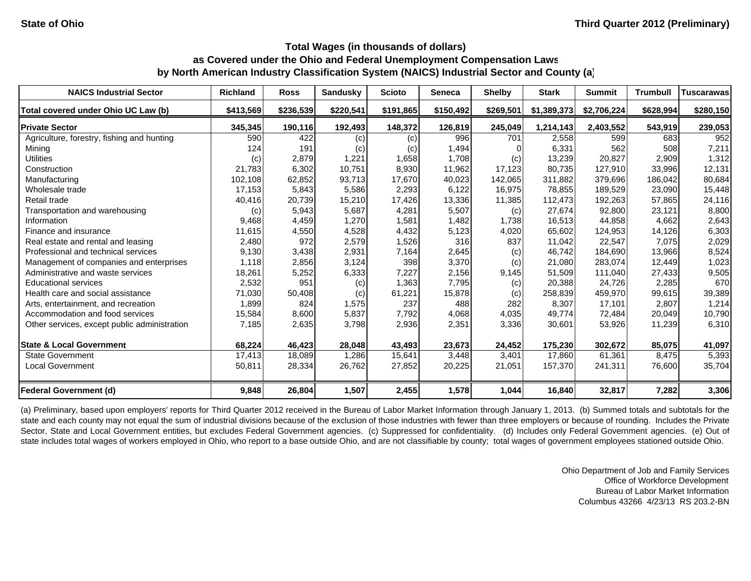**State of Ohio** **Third Quarter 2012 (Preliminary)**

### Total Wages (in thousands of dollars)
### as Covered under the Ohio and Federal Unemployment Compensation Laws
### by North American Industry Classification System (NAICS) Industrial Sector and County (a)

| NAICS Industrial Sector | Richland | Ross | Sandusky | Scioto | Seneca | Shelby | Stark | Summit | Trumbull | Tuscarawas |
|---|---|---|---|---|---|---|---|---|---|---|
| **Total covered under Ohio UC Law (b)** | **$413,569** | **$236,539** | **$220,541** | **$191,865** | **$150,492** | **$269,501** | **$1,389,373** | **$2,706,224** | **$628,994** | **$280,150** |
| **Private Sector** | **345,345** | **190,116** | **192,493** | **148,372** | **126,819** | **245,049** | **1,214,143** | **2,403,552** | **543,919** | **239,053** |
| Agriculture, forestry, fishing and hunting | 590 | 422 | (c) | (c) | 996 | 701 | 2,558 | 599 | 683 | 952 |
| Mining | 124 | 191 | (c) | (c) | 1,494 | 0 | 6,331 | 562 | 508 | 7,211 |
| Utilities | (c) | 2,879 | 1,221 | 1,658 | 1,708 | (c) | 13,239 | 20,827 | 2,909 | 1,312 |
| Construction | 21,783 | 6,302 | 10,751 | 8,930 | 11,962 | 17,123 | 80,735 | 127,910 | 33,996 | 12,131 |
| Manufacturing | 102,108 | 62,852 | 93,713 | 17,670 | 40,023 | 142,065 | 311,882 | 379,696 | 186,042 | 80,684 |
| Wholesale trade | 17,153 | 5,843 | 5,586 | 2,293 | 6,122 | 16,975 | 78,855 | 189,529 | 23,090 | 15,448 |
| Retail trade | 40,416 | 20,739 | 15,210 | 17,426 | 13,336 | 11,385 | 112,473 | 192,263 | 57,865 | 24,116 |
| Transportation and warehousing | (c) | 5,943 | 5,687 | 4,281 | 5,507 | (c) | 27,674 | 92,800 | 23,121 | 8,800 |
| Information | 9,468 | 4,459 | 1,270 | 1,581 | 1,482 | 1,738 | 16,513 | 44,858 | 4,662 | 2,643 |
| Finance and insurance | 11,615 | 4,550 | 4,528 | 4,432 | 5,123 | 4,020 | 65,602 | 124,953 | 14,126 | 6,303 |
| Real estate and rental and leasing | 2,480 | 972 | 2,579 | 1,526 | 316 | 837 | 11,042 | 22,547 | 7,075 | 2,029 |
| Professional and technical services | 9,130 | 3,438 | 2,931 | 7,164 | 2,645 | (c) | 46,742 | 184,690 | 13,966 | 8,524 |
| Management of companies and enterprises | 1,118 | 2,856 | 3,124 | 398 | 3,370 | (c) | 21,080 | 283,074 | 12,449 | 1,023 |
| Administrative and waste services | 18,261 | 5,252 | 6,333 | 7,227 | 2,156 | 9,145 | 51,509 | 111,040 | 27,433 | 9,505 |
| Educational services | 2,532 | 951 | (c) | 1,363 | 7,795 | (c) | 20,388 | 24,726 | 2,285 | 670 |
| Health care and social assistance | 71,030 | 50,408 | (c) | 61,221 | 15,878 | (c) | 258,839 | 459,970 | 99,615 | 39,389 |
| Arts, entertainment, and recreation | 1,899 | 824 | 1,575 | 237 | 488 | 282 | 8,307 | 17,101 | 2,807 | 1,214 |
| Accommodation and food services | 15,584 | 8,600 | 5,837 | 7,792 | 4,068 | 4,035 | 49,774 | 72,484 | 20,049 | 10,790 |
| Other services, except public administration | 7,185 | 2,635 | 3,798 | 2,936 | 2,351 | 3,336 | 30,601 | 53,926 | 11,239 | 6,310 |
| **State & Local Government** | **68,224** | **46,423** | **28,048** | **43,493** | **23,673** | **24,452** | **175,230** | **302,672** | **85,075** | **41,097** |
| State Government | 17,413 | 18,089 | 1,286 | 15,641 | 3,448 | 3,401 | 17,860 | 61,361 | 8,475 | 5,393 |
| Local Government | 50,811 | 28,334 | 26,762 | 27,852 | 20,225 | 21,051 | 157,370 | 241,311 | 76,600 | 35,704 |
| **Federal Government (d)** | **9,848** | **26,804** | **1,507** | **2,455** | **1,578** | **1,044** | **16,840** | **32,817** | **7,282** | **3,306** |

(a) Preliminary, based upon employers' reports for Third Quarter 2012 received in the Bureau of Labor Market Information through January 1, 2013. (b) Summed totals and subtotals for the state and each county may not equal the sum of industrial divisions because of the exclusion of those industries with fewer than three employers or because of rounding. Includes the Private Sector, State and Local Government entities, but excludes Federal Government agencies. (c) Suppressed for confidentiality. (d) Includes only Federal Government agencies. (e) Out of state includes total wages of workers employed in Ohio, who report to a base outside Ohio, and are not classifiable by county; total wages of government employees stationed outside Ohio.

Ohio Department of Job and Family Services
Office of Workforce Development
Bureau of Labor Market Information
Columbus 43266 4/23/13 RS 203.2-BN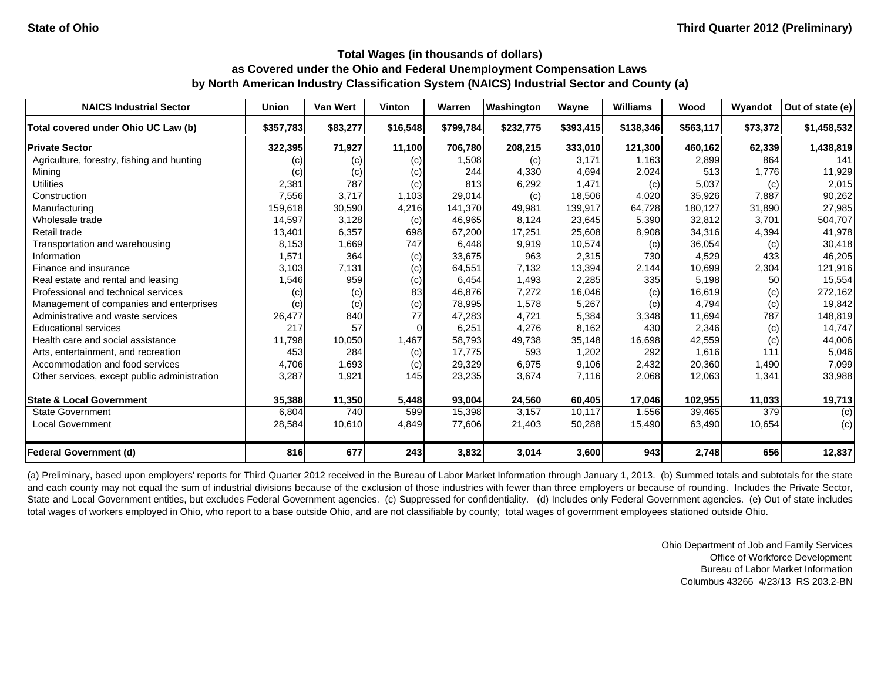**State of Ohio** **Third Quarter 2012 (Preliminary)**

## Total Wages (in thousands of dollars) as Covered under the Ohio and Federal Unemployment Compensation Laws by North American Industry Classification System (NAICS) Industrial Sector and County (a)

| NAICS Industrial Sector | Union | Van Wert | Vinton | Warren | Washington | Wayne | Williams | Wood | Wyandot | Out of state (e) |
|---|---|---|---|---|---|---|---|---|---|---|
| **Total covered under Ohio UC Law (b)** | **$357,783** | **$83,277** | **$16,548** | **$799,784** | **$232,775** | **$393,415** | **$138,346** | **$563,117** | **$73,372** | **$1,458,532** |
| **Private Sector** | **322,395** | **71,927** | **11,100** | **706,780** | **208,215** | **333,010** | **121,300** | **460,162** | **62,339** | **1,438,819** |
| Agriculture, forestry, fishing and hunting | (c) | (c) | (c) | 1,508 | (c) | 3,171 | 1,163 | 2,899 | 864 | 141 |
| Mining | (c) | (c) | (c) | 244 | 4,330 | 4,694 | 2,024 | 513 | 1,776 | 11,929 |
| Utilities | 2,381 | 787 | (c) | 813 | 6,292 | 1,471 | (c) | 5,037 | (c) | 2,015 |
| Construction | 7,556 | 3,717 | 1,103 | 29,014 | (c) | 18,506 | 4,020 | 35,926 | 7,887 | 90,262 |
| Manufacturing | 159,618 | 30,590 | 4,216 | 141,370 | 49,981 | 139,917 | 64,728 | 180,127 | 31,890 | 27,985 |
| Wholesale trade | 14,597 | 3,128 | (c) | 46,965 | 8,124 | 23,645 | 5,390 | 32,812 | 3,701 | 504,707 |
| Retail trade | 13,401 | 6,357 | 698 | 67,200 | 17,251 | 25,608 | 8,908 | 34,316 | 4,394 | 41,978 |
| Transportation and warehousing | 8,153 | 1,669 | 747 | 6,448 | 9,919 | 10,574 | (c) | 36,054 | (c) | 30,418 |
| Information | 1,571 | 364 | (c) | 33,675 | 963 | 2,315 | 730 | 4,529 | 433 | 46,205 |
| Finance and insurance | 3,103 | 7,131 | (c) | 64,551 | 7,132 | 13,394 | 2,144 | 10,699 | 2,304 | 121,916 |
| Real estate and rental and leasing | 1,546 | 959 | (c) | 6,454 | 1,493 | 2,285 | 335 | 5,198 | 50 | 15,554 |
| Professional and technical services | (c) | (c) | 83 | 46,876 | 7,272 | 16,046 | (c) | 16,619 | (c) | 272,162 |
| Management of companies and enterprises | (c) | (c) | (c) | 78,995 | 1,578 | 5,267 | (c) | 4,794 | (c) | 19,842 |
| Administrative and waste services | 26,477 | 840 | 77 | 47,283 | 4,721 | 5,384 | 3,348 | 11,694 | 787 | 148,819 |
| Educational services | 217 | 57 | 0 | 6,251 | 4,276 | 8,162 | 430 | 2,346 | (c) | 14,747 |
| Health care and social assistance | 11,798 | 10,050 | 1,467 | 58,793 | 49,738 | 35,148 | 16,698 | 42,559 | (c) | 44,006 |
| Arts, entertainment, and recreation | 453 | 284 | (c) | 17,775 | 593 | 1,202 | 292 | 1,616 | 111 | 5,046 |
| Accommodation and food services | 4,706 | 1,693 | (c) | 29,329 | 6,975 | 9,106 | 2,432 | 20,360 | 1,490 | 7,099 |
| Other services, except public administration | 3,287 | 1,921 | 145 | 23,235 | 3,674 | 7,116 | 2,068 | 12,063 | 1,341 | 33,988 |
| **State & Local Government** | **35,388** | **11,350** | **5,448** | **93,004** | **24,560** | **60,405** | **17,046** | **102,955** | **11,033** | **19,713** |
| State Government | 6,804 | 740 | 599 | 15,398 | 3,157 | 10,117 | 1,556 | 39,465 | 379 | (c) |
| Local Government | 28,584 | 10,610 | 4,849 | 77,606 | 21,403 | 50,288 | 15,490 | 63,490 | 10,654 | (c) |
| **Federal Government (d)** | **816** | **677** | **243** | **3,832** | **3,014** | **3,600** | **943** | **2,748** | **656** | **12,837** |

(a) Preliminary, based upon employers' reports for Third Quarter 2012 received in the Bureau of Labor Market Information through January 1, 2013. (b) Summed totals and subtotals for the state and each county may not equal the sum of industrial divisions because of the exclusion of those industries with fewer than three employers or because of rounding. Includes the Private Sector, State and Local Government entities, but excludes Federal Government agencies. (c) Suppressed for confidentiality. (d) Includes only Federal Government agencies. (e) Out of state includes total wages of workers employed in Ohio, who report to a base outside Ohio, and are not classifiable by county; total wages of government employees stationed outside Ohio.

Ohio Department of Job and Family Services
Office of Workforce Development
Bureau of Labor Market Information
Columbus 43266 4/23/13 RS 203.2-BN